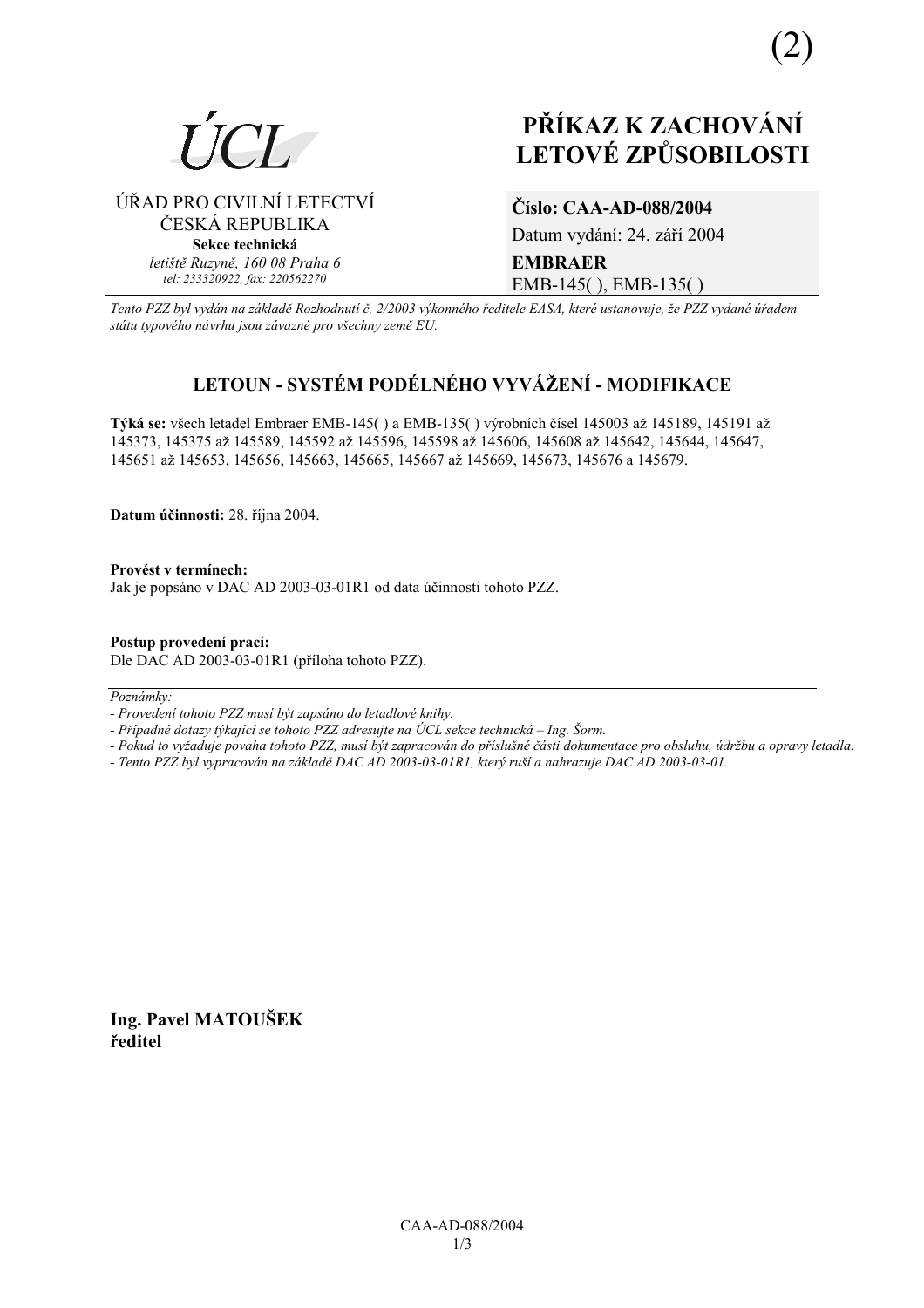(2)

ÚCL

ÚŘAD PRO CIVILNÍ LETECTVÍ
ČESKÁ REPUBLIKA
**Sekce technická**
*letiště Ruzyně, 160 08 Praha 6*
*tel: 233320922, fax: 220562270*

# PŘÍKAZ K ZACHOVÁNÍ LETOVÉ ZPŮSOBILOSTI

**Číslo: CAA-AD-088/2004**
Datum vydání: 24. září 2004
**EMBRAER**
EMB-145( ), EMB-135( )

*Tento PZZ byl vydán na základě Rozhodnutí č. 2/2003 výkonného ředitele EASA, které ustanovuje, že PZZ vydané úřadem státu typového návrhu jsou závazné pro všechny země EU.*

## LETOUN - SYSTÉM PODÉLNÉHO VYVÁŽENÍ - MODIFIKACE

**Týká se:** všech letadel Embraer EMB-145( ) a EMB-135( ) výrobních čísel 145003 až 145189, 145191 až 145373, 145375 až 145589, 145592 až 145596, 145598 až 145606, 145608 až 145642, 145644, 145647, 145651 až 145653, 145656, 145663, 145665, 145667 až 145669, 145673, 145676 a 145679.

**Datum účinnosti:** 28. října 2004.

**Provést v termínech:**
Jak je popsáno v DAC AD 2003-03-01R1 od data účinnosti tohoto PZZ.

**Postup provedení prací:**
Dle DAC AD 2003-03-01R1 (příloha tohoto PZZ).

---

*Poznámky:*
- *Provedení tohoto PZZ musí být zapsáno do letadlové knihy.*
- *Případné dotazy týkající se tohoto PZZ adresujte na ÚCL sekce technická – Ing. Šorm.*
- *Pokud to vyžaduje povaha tohoto PZZ, musí být zapracován do příslušné části dokumentace pro obsluhu, údržbu a opravy letadla.*
- *Tento PZZ byl vypracován na základě DAC AD 2003-03-01R1, který ruší a nahrazuje DAC AD 2003-03-01.*

**Ing. Pavel MATOUŠEK**
**ředitel**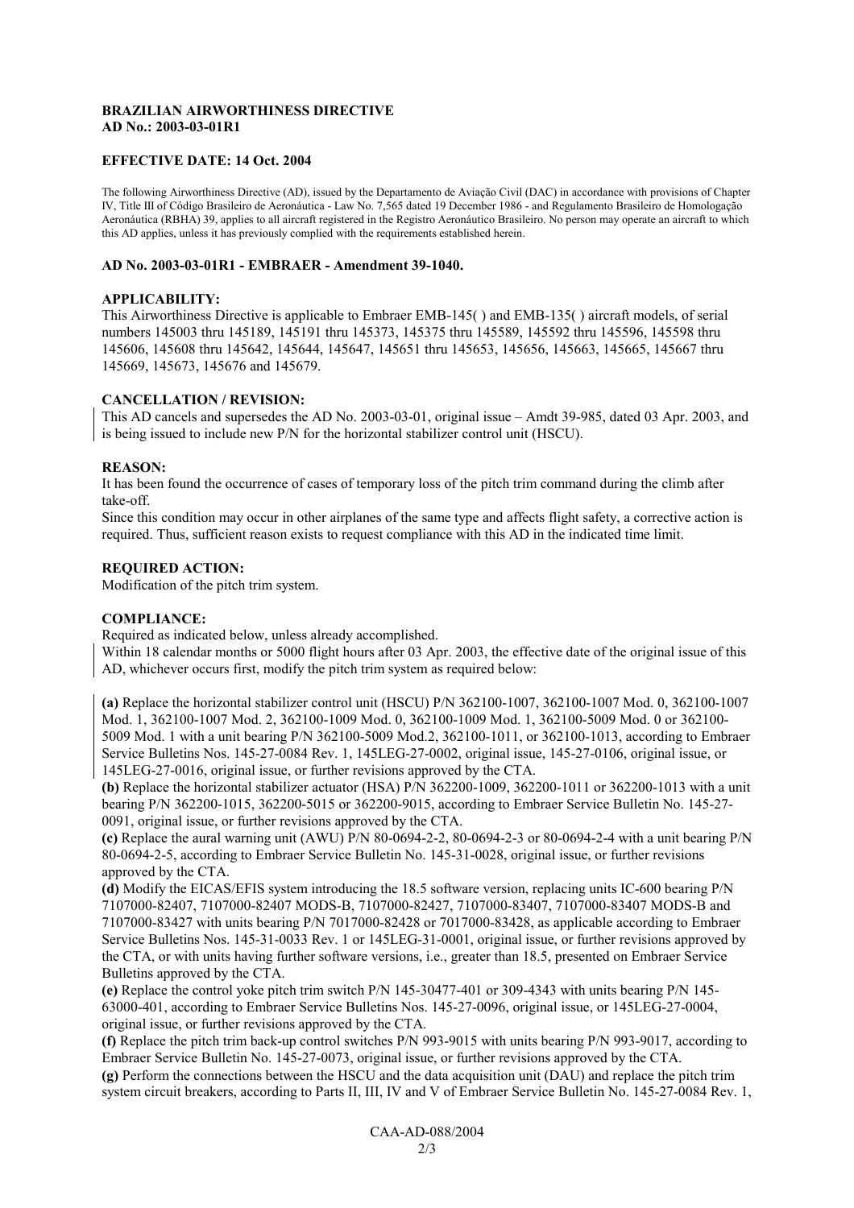**BRAZILIAN AIRWORTHINESS DIRECTIVE**
**AD No.: 2003-03-01R1**

**EFFECTIVE DATE: 14 Oct. 2004**

The following Airworthiness Directive (AD), issued by the Departamento de Aviação Civil (DAC) in accordance with provisions of Chapter IV, Title III of Código Brasileiro de Aeronáutica - Law No. 7,565 dated 19 December 1986 - and Regulamento Brasileiro de Homologação Aeronáutica (RBHA) 39, applies to all aircraft registered in the Registro Aeronáutico Brasileiro. No person may operate an aircraft to which this AD applies, unless it has previously complied with the requirements established herein.

**AD No. 2003-03-01R1 - EMBRAER - Amendment 39-1040.**

**APPLICABILITY:**
This Airworthiness Directive is applicable to Embraer EMB-145( ) and EMB-135( ) aircraft models, of serial numbers 145003 thru 145189, 145191 thru 145373, 145375 thru 145589, 145592 thru 145596, 145598 thru 145606, 145608 thru 145642, 145644, 145647, 145651 thru 145653, 145656, 145663, 145665, 145667 thru 145669, 145673, 145676 and 145679.

**CANCELLATION / REVISION:**
This AD cancels and supersedes the AD No. 2003-03-01, original issue – Amdt 39-985, dated 03 Apr. 2003, and is being issued to include new P/N for the horizontal stabilizer control unit (HSCU).

**REASON:**
It has been found the occurrence of cases of temporary loss of the pitch trim command during the climb after take-off.
Since this condition may occur in other airplanes of the same type and affects flight safety, a corrective action is required. Thus, sufficient reason exists to request compliance with this AD in the indicated time limit.

**REQUIRED ACTION:**
Modification of the pitch trim system.

**COMPLIANCE:**
Required as indicated below, unless already accomplished.
Within 18 calendar months or 5000 flight hours after 03 Apr. 2003, the effective date of the original issue of this AD, whichever occurs first, modify the pitch trim system as required below:

**(a)** Replace the horizontal stabilizer control unit (HSCU) P/N 362100-1007, 362100-1007 Mod. 0, 362100-1007 Mod. 1, 362100-1007 Mod. 2, 362100-1009 Mod. 0, 362100-1009 Mod. 1, 362100-5009 Mod. 0 or 362100-5009 Mod. 1 with a unit bearing P/N 362100-5009 Mod.2, 362100-1011, or 362100-1013, according to Embraer Service Bulletins Nos. 145-27-0084 Rev. 1, 145LEG-27-0002, original issue, 145-27-0106, original issue, or 145LEG-27-0016, original issue, or further revisions approved by the CTA.
**(b)** Replace the horizontal stabilizer actuator (HSA) P/N 362200-1009, 362200-1011 or 362200-1013 with a unit bearing P/N 362200-1015, 362200-5015 or 362200-9015, according to Embraer Service Bulletin No. 145-27-0091, original issue, or further revisions approved by the CTA.
**(c)** Replace the aural warning unit (AWU) P/N 80-0694-2-2, 80-0694-2-3 or 80-0694-2-4 with a unit bearing P/N 80-0694-2-5, according to Embraer Service Bulletin No. 145-31-0028, original issue, or further revisions approved by the CTA.
**(d)** Modify the EICAS/EFIS system introducing the 18.5 software version, replacing units IC-600 bearing P/N 7107000-82407, 7107000-82407 MODS-B, 7107000-82427, 7107000-83407, 7107000-83407 MODS-B and 7107000-83427 with units bearing P/N 7017000-82428 or 7017000-83428, as applicable according to Embraer Service Bulletins Nos. 145-31-0033 Rev. 1 or 145LEG-31-0001, original issue, or further revisions approved by the CTA, or with units having further software versions, i.e., greater than 18.5, presented on Embraer Service Bulletins approved by the CTA.
**(e)** Replace the control yoke pitch trim switch P/N 145-30477-401 or 309-4343 with units bearing P/N 145-63000-401, according to Embraer Service Bulletins Nos. 145-27-0096, original issue, or 145LEG-27-0004, original issue, or further revisions approved by the CTA.
**(f)** Replace the pitch trim back-up control switches P/N 993-9015 with units bearing P/N 993-9017, according to Embraer Service Bulletin No. 145-27-0073, original issue, or further revisions approved by the CTA.
**(g)** Perform the connections between the HSCU and the data acquisition unit (DAU) and replace the pitch trim system circuit breakers, according to Parts II, III, IV and V of Embraer Service Bulletin No. 145-27-0084 Rev. 1,

CAA-AD-088/2004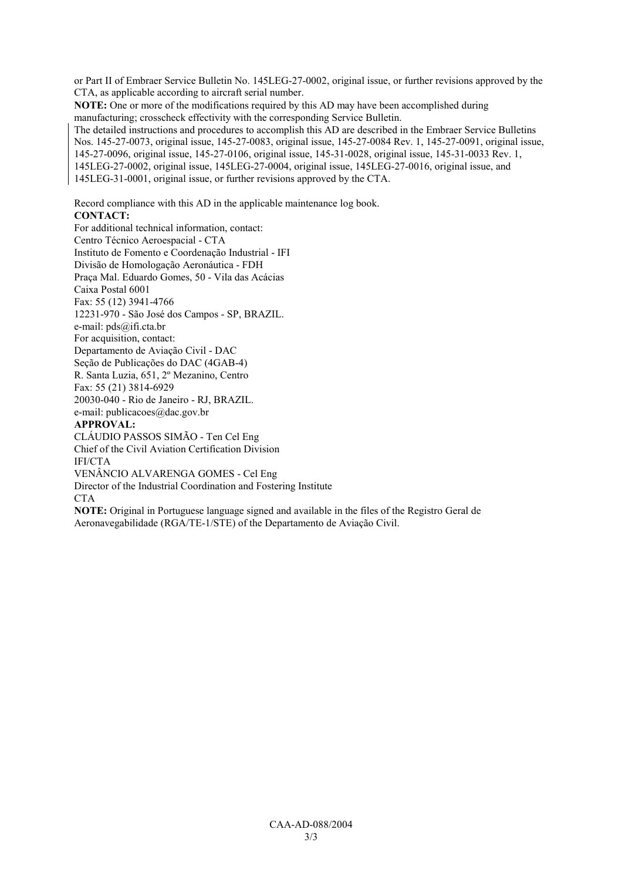or Part II of Embraer Service Bulletin No. 145LEG-27-0002, original issue, or further revisions approved by the CTA, as applicable according to aircraft serial number.

**NOTE:** One or more of the modifications required by this AD may have been accomplished during manufacturing; crosscheck effectivity with the corresponding Service Bulletin.

The detailed instructions and procedures to accomplish this AD are described in the Embraer Service Bulletins Nos. 145-27-0073, original issue, 145-27-0083, original issue, 145-27-0084 Rev. 1, 145-27-0091, original issue, 145-27-0096, original issue, 145-27-0106, original issue, 145-31-0028, original issue, 145-31-0033 Rev. 1, 145LEG-27-0002, original issue, 145LEG-27-0004, original issue, 145LEG-27-0016, original issue, and 145LEG-31-0001, original issue, or further revisions approved by the CTA.

Record compliance with this AD in the applicable maintenance log book.

**CONTACT:**

For additional technical information, contact:
Centro Técnico Aeroespacial - CTA
Instituto de Fomento e Coordenação Industrial - IFI
Divisão de Homologação Aeronáutica - FDH
Praça Mal. Eduardo Gomes, 50 - Vila das Acácias
Caixa Postal 6001
Fax: 55 (12) 3941-4766
12231-970 - São José dos Campos - SP, BRAZIL.
e-mail: pds@ifi.cta.br

For acquisition, contact:
Departamento de Aviação Civil - DAC
Seção de Publicações do DAC (4GAB-4)
R. Santa Luzia, 651, 2º Mezanino, Centro
Fax: 55 (21) 3814-6929
20030-040 - Rio de Janeiro - RJ, BRAZIL.
e-mail: publicacoes@dac.gov.br

**APPROVAL:**

CLÁUDIO PASSOS SIMÃO - Ten Cel Eng
Chief of the Civil Aviation Certification Division
IFI/CTA

VENÂNCIO ALVARENGA GOMES - Cel Eng
Director of the Industrial Coordination and Fostering Institute
CTA

**NOTE:** Original in Portuguese language signed and available in the files of the Registro Geral de Aeronavegabilidade (RGA/TE-1/STE) of the Departamento de Aviação Civil.

CAA-AD-088/2004